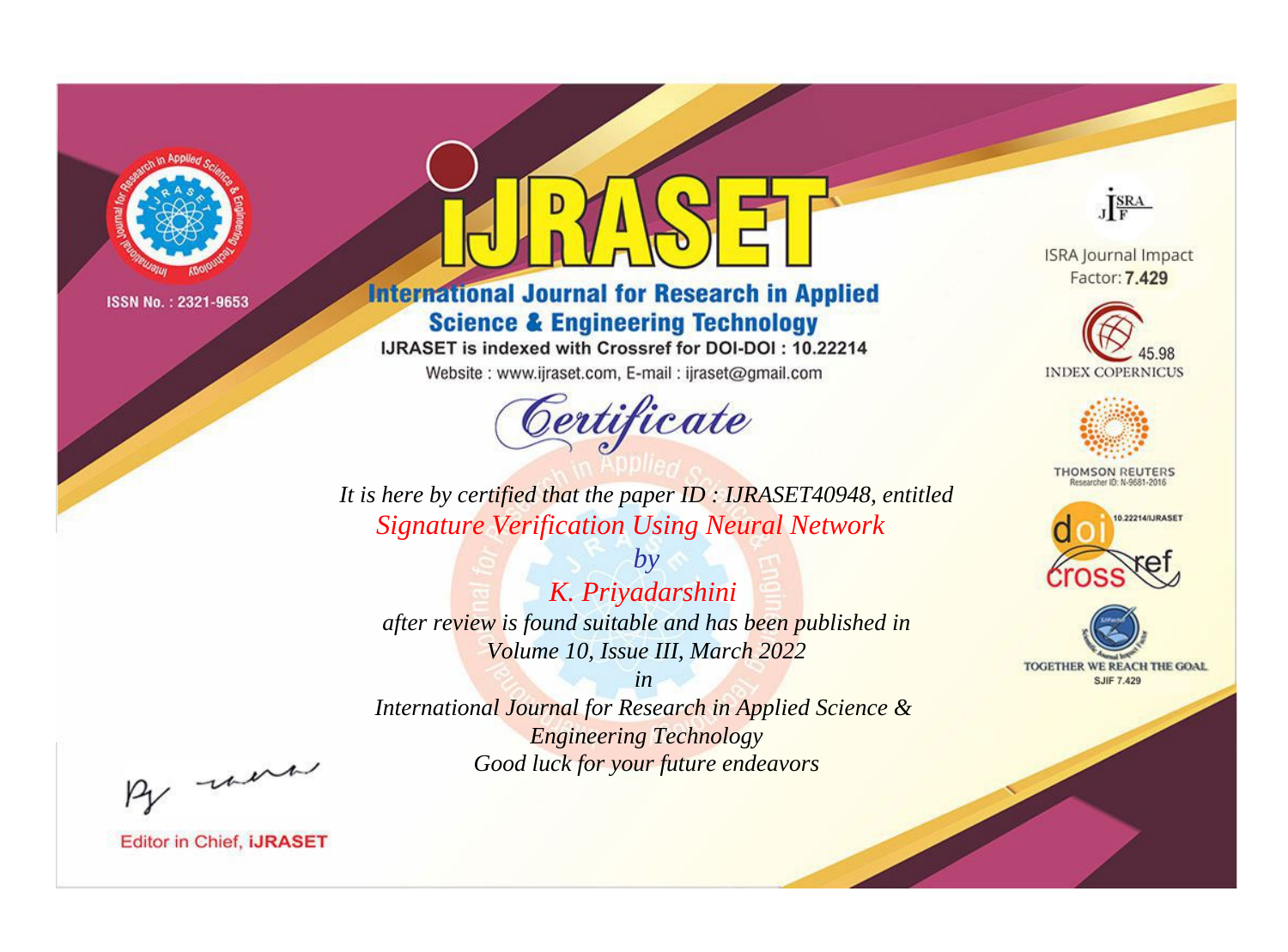ISSN No. : 2321-9653

# iJRASET

## International Journal for Research in Applied Science & Engineering Technology

IJRASET is indexed with Crossref for DOI-DOI : 10.22214

Website : www.ijraset.com, E-mail : ijraset@gmail.com

ISRA Journal Impact Factor: **7.429**

45.98 INDEX COPERNICUS

THOMSON REUTERS Researcher ID: N-9681-2016

10.22214/IJRASET

TOGETHER WE REACH THE GOAL SJIF 7.429

# *Certificate*

*It is here by certified that the paper ID : IJRASET40948, entitled*

*Signature Verification Using Neural Network*

*by*

*K. Priyadarshini*

*after review is found suitable and has been published in*

*Volume 10, Issue III, March 2022*

*in*

*International Journal for Research in Applied Science & Engineering Technology*

*Good luck for your future endeavors*

Editor in Chief, **iJRASET**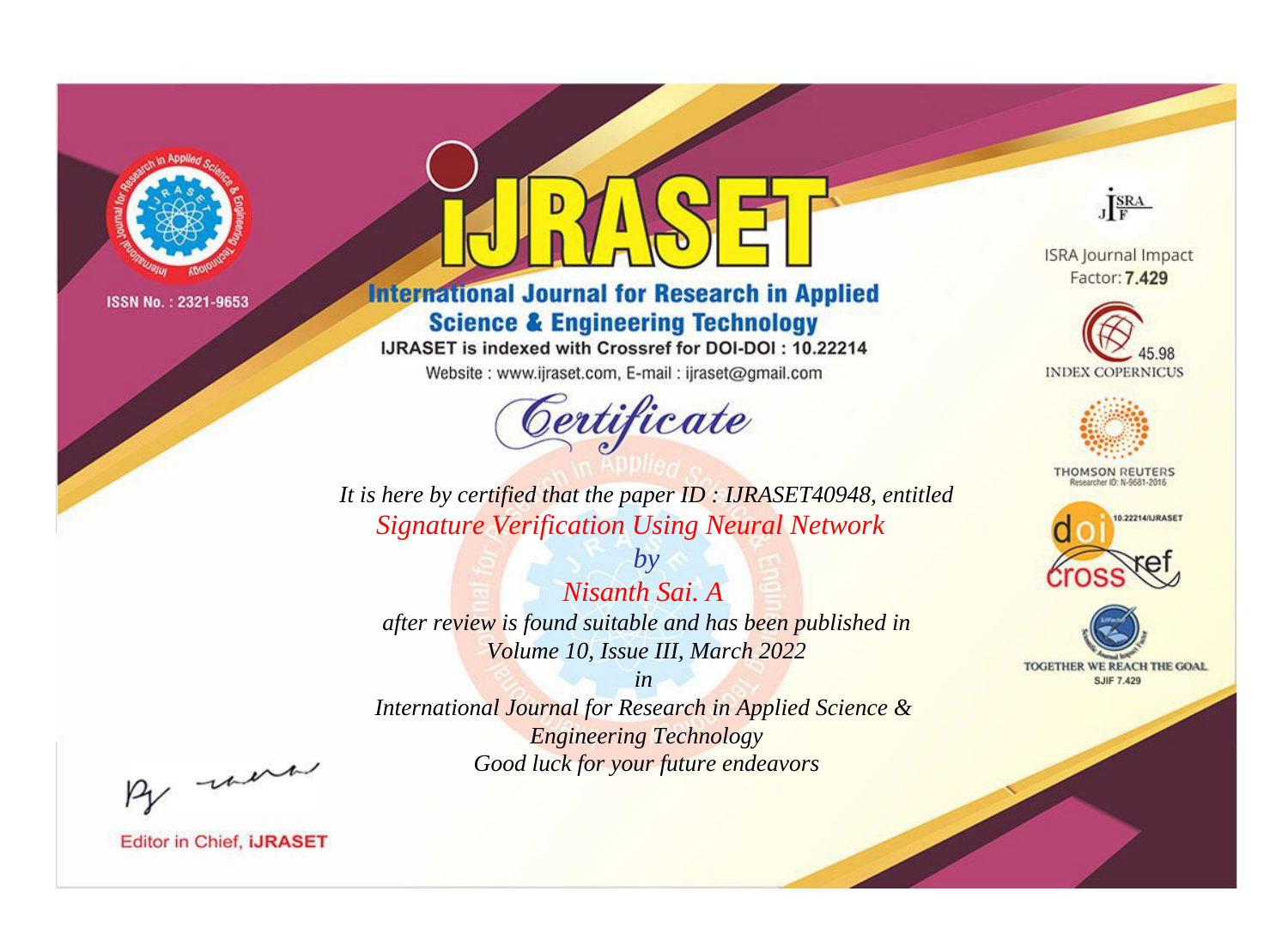ISSN No. : 2321-9653

# iJRASET

## International Journal for Research in Applied Science & Engineering Technology

IJRASET is indexed with Crossref for DOI-DOI : 10.22214

Website : www.ijraset.com, E-mail : ijraset@gmail.com

# Certificate

*It is here by certified that the paper ID : IJRASET40948, entitled*

*Signature Verification Using Neural Network*

*by*

*Nisanth Sai. A*

*after review is found suitable and has been published in*

*Volume 10, Issue III, March 2022*

*in*

*International Journal for Research in Applied Science & Engineering Technology*

*Good luck for your future endeavors*

ISRA Journal Impact Factor: **7.429**

45.98 INDEX COPERNICUS

THOMSON REUTERS Researcher ID: N-9681-2016

10.22214/IJRASET

TOGETHER WE REACH THE GOAL SJIF 7.429

Editor in Chief, **iJRASET**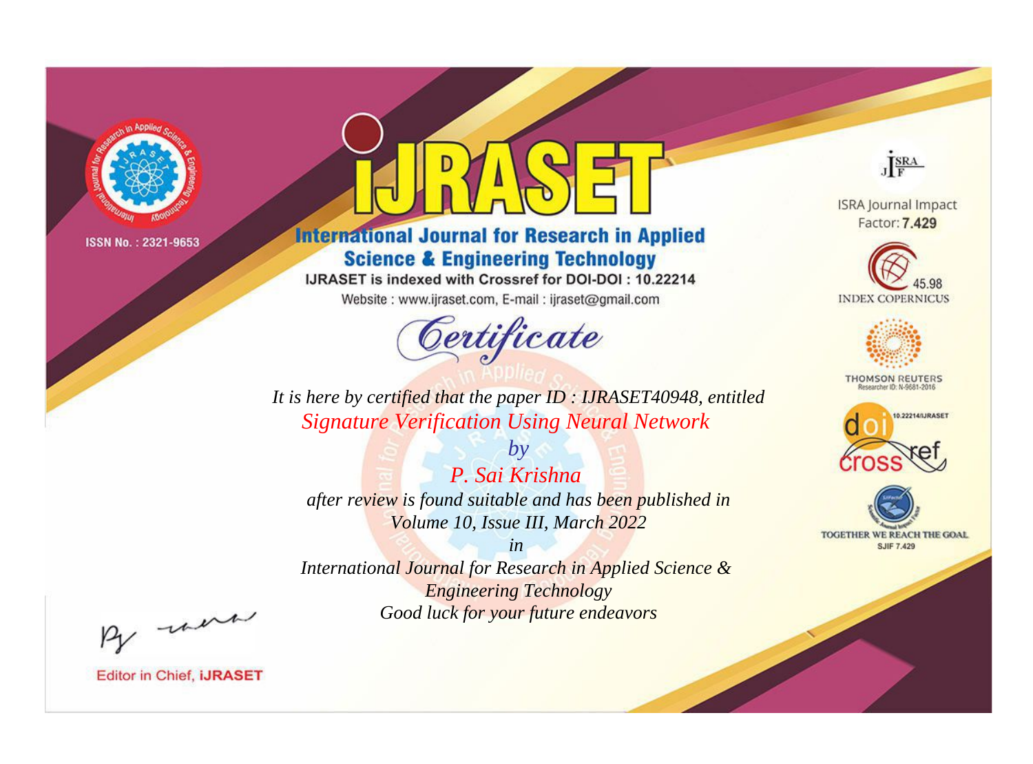ISSN No. : 2321-9653

# iJRASET

## International Journal for Research in Applied Science & Engineering Technology

IJRASET is indexed with Crossref for DOI-DOI : 10.22214

Website : www.ijraset.com, E-mail : ijraset@gmail.com

*Certificate*

*It is here by certified that the paper ID : IJRASET40948, entitled*

*Signature Verification Using Neural Network*

*by*

*P. Sai Krishna*

*after review is found suitable and has been published in*

*Volume 10, Issue III, March 2022*

*in*

*International Journal for Research in Applied Science & Engineering Technology*

*Good luck for your future endeavors*

ISRA Journal Impact Factor: **7.429**

45.98 INDEX COPERNICUS

THOMSON REUTERS Researcher ID: N-9681-2016

10.22214/IJRASET

TOGETHER WE REACH THE GOAL SJIF 7.429

Editor in Chief, **iJRASET**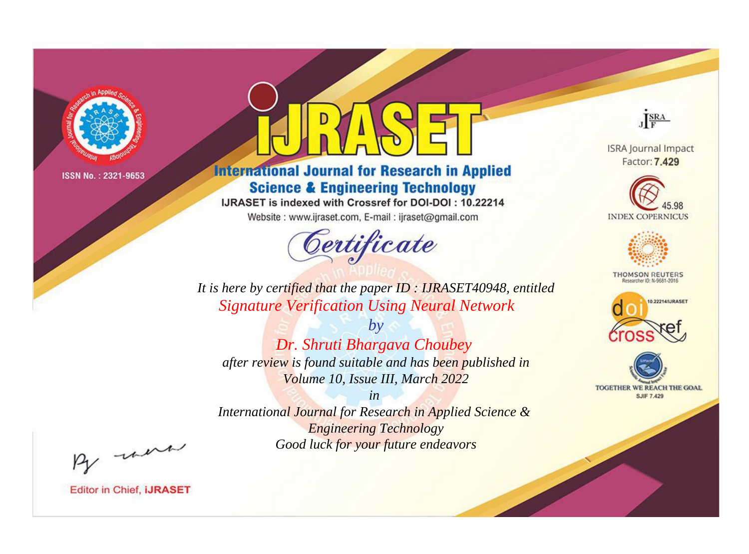ISSN No. : 2321-9653

# IJRASET

## International Journal for Research in Applied Science & Engineering Technology

IJRASET is indexed with Crossref for DOI-DOI : 10.22214

Website : www.ijraset.com, E-mail : ijraset@gmail.com

## *Certificate*

*It is here by certified that the paper ID : IJRASET40948, entitled*

*Signature Verification Using Neural Network*

*by*

*Dr. Shruti Bhargava Choubey*

*after review is found suitable and has been published in*

*Volume 10, Issue III, March 2022*

*in*

*International Journal for Research in Applied Science & Engineering Technology*

*Good luck for your future endeavors*

ISRA Journal Impact Factor: **7.429**

45.98 INDEX COPERNICUS

THOMSON REUTERS Researcher ID: N-9681-2016

10.22214/IJRASET

TOGETHER WE REACH THE GOAL SJIF 7.429

Editor in Chief, **IJRASET**